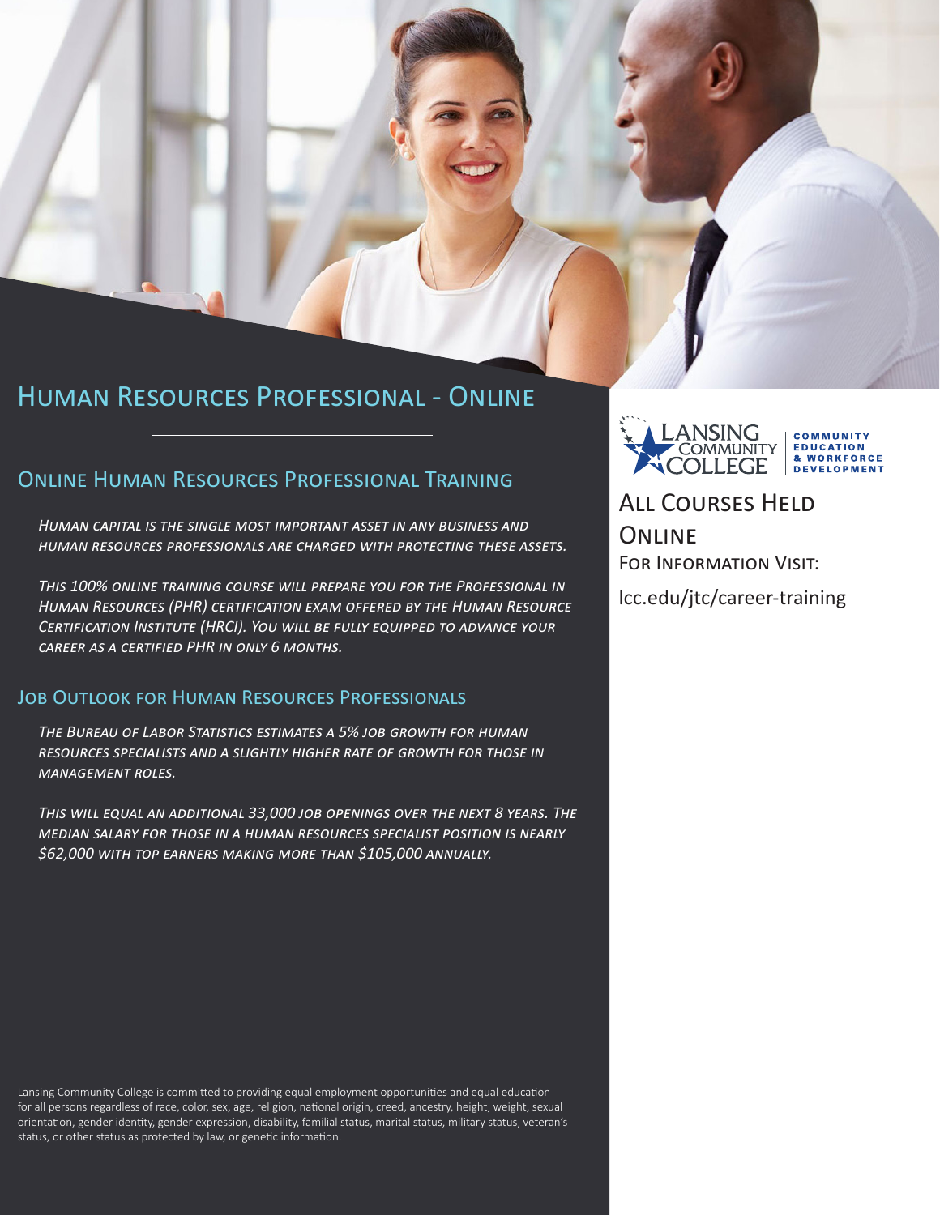# Human Resources Professional - Online

## Online Human Resources Professional Training

*Human capital is the single most important asset in any business and human resources professionals are charged with protecting these assets.*

*This 100% online training course will prepare you for the Professional in Human Resources (PHR) certification exam offered by the Human Resource Certification Institute (HRCI). You will be fully equipped to advance your career as a certified PHR in only 6 months.*

## Job Outlook for Human Resources Professionals

*The Bureau of Labor Statistics estimates a 5% job growth for human resources specialists and a slightly higher rate of growth for those in management roles.*

*This will equal an additional 33,000 job openings over the next 8 years. The median salary for those in a human resources specialist position is nearly $62,000 with top earners making more than $105,000 annually.*

Lansing Community College is committed to providing equal employment opportunities and equal education for all persons regardless of race, color, sex, age, religion, national origin, creed, ancestry, height, weight, sexual orientation, gender identity, gender expression, disability, familial status, marital status, military status, veteran's status, or other status as protected by law, or genetic information.

Lansing Community College — Community Education & Workforce Development

## All Courses Held Online

For Information Visit:

lcc.edu/jtc/career-training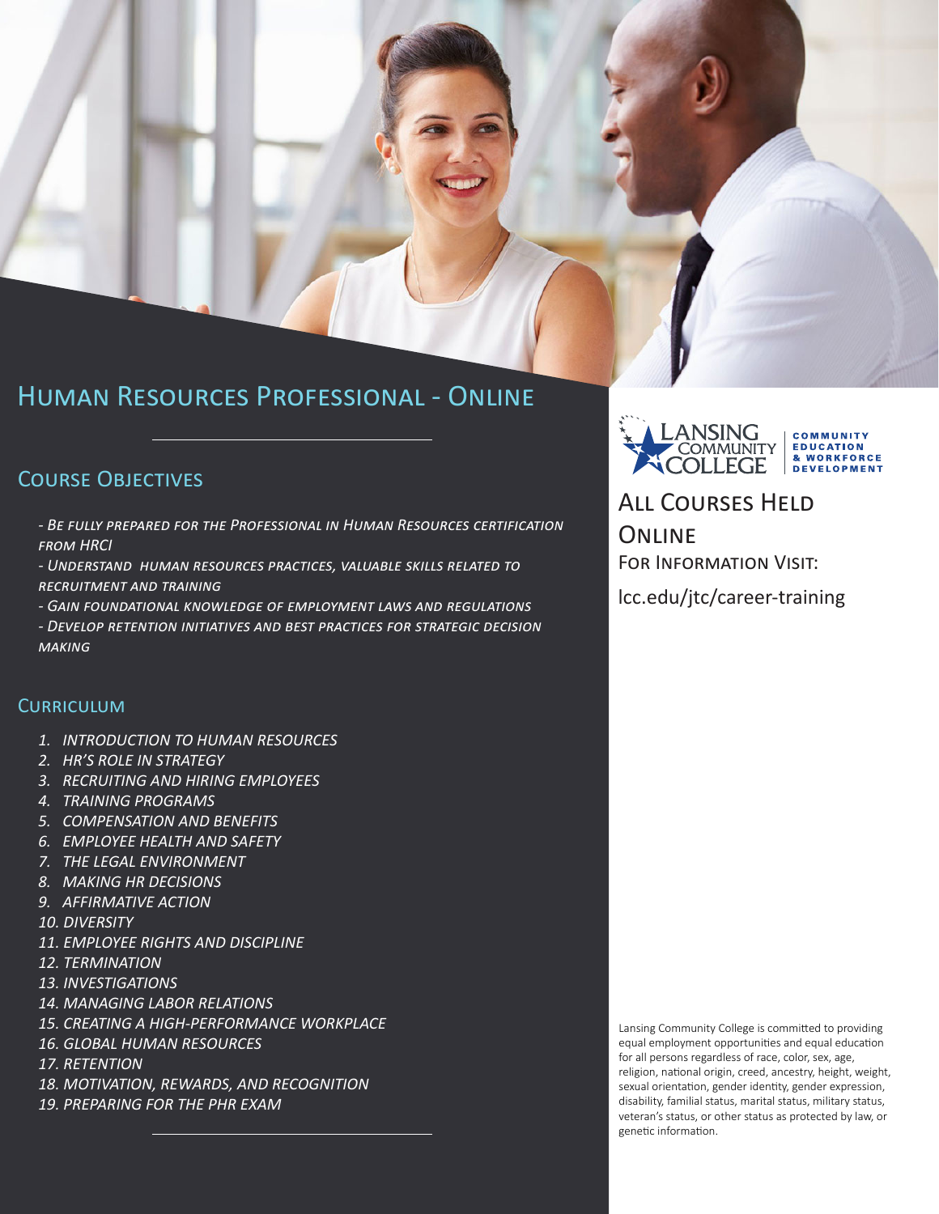# Human Resources Professional - Online

## Course Objectives

*- Be fully prepared for the Professional in Human Resources certification from HRCI*

*- Understand human resources practices, valuable skills related to recruitment and training*

*- Gain foundational knowledge of employment laws and regulations*

*- Develop retention initiatives and best practices for strategic decision making*

### Curriculum

1. *INTRODUCTION TO HUMAN RESOURCES*
2. *HR'S ROLE IN STRATEGY*
3. *RECRUITING AND HIRING EMPLOYEES*
4. *TRAINING PROGRAMS*
5. *COMPENSATION AND BENEFITS*
6. *EMPLOYEE HEALTH AND SAFETY*
7. *THE LEGAL ENVIRONMENT*
8. *MAKING HR DECISIONS*
9. *AFFIRMATIVE ACTION*
10. *DIVERSITY*
11. *EMPLOYEE RIGHTS AND DISCIPLINE*
12. *TERMINATION*
13. *INVESTIGATIONS*
14. *MANAGING LABOR RELATIONS*
15. *CREATING A HIGH-PERFORMANCE WORKPLACE*
16. *GLOBAL HUMAN RESOURCES*
17. *RETENTION*
18. *MOTIVATION, REWARDS, AND RECOGNITION*
19. *PREPARING FOR THE PHR EXAM*

Lansing Community College | Community Education & Workforce Development

## All Courses Held Online

For Information Visit:

lcc.edu/jtc/career-training

Lansing Community College is committed to providing equal employment opportunities and equal education for all persons regardless of race, color, sex, age, religion, national origin, creed, ancestry, height, weight, sexual orientation, gender identity, gender expression, disability, familial status, marital status, military status, veteran's status, or other status as protected by law, or genetic information.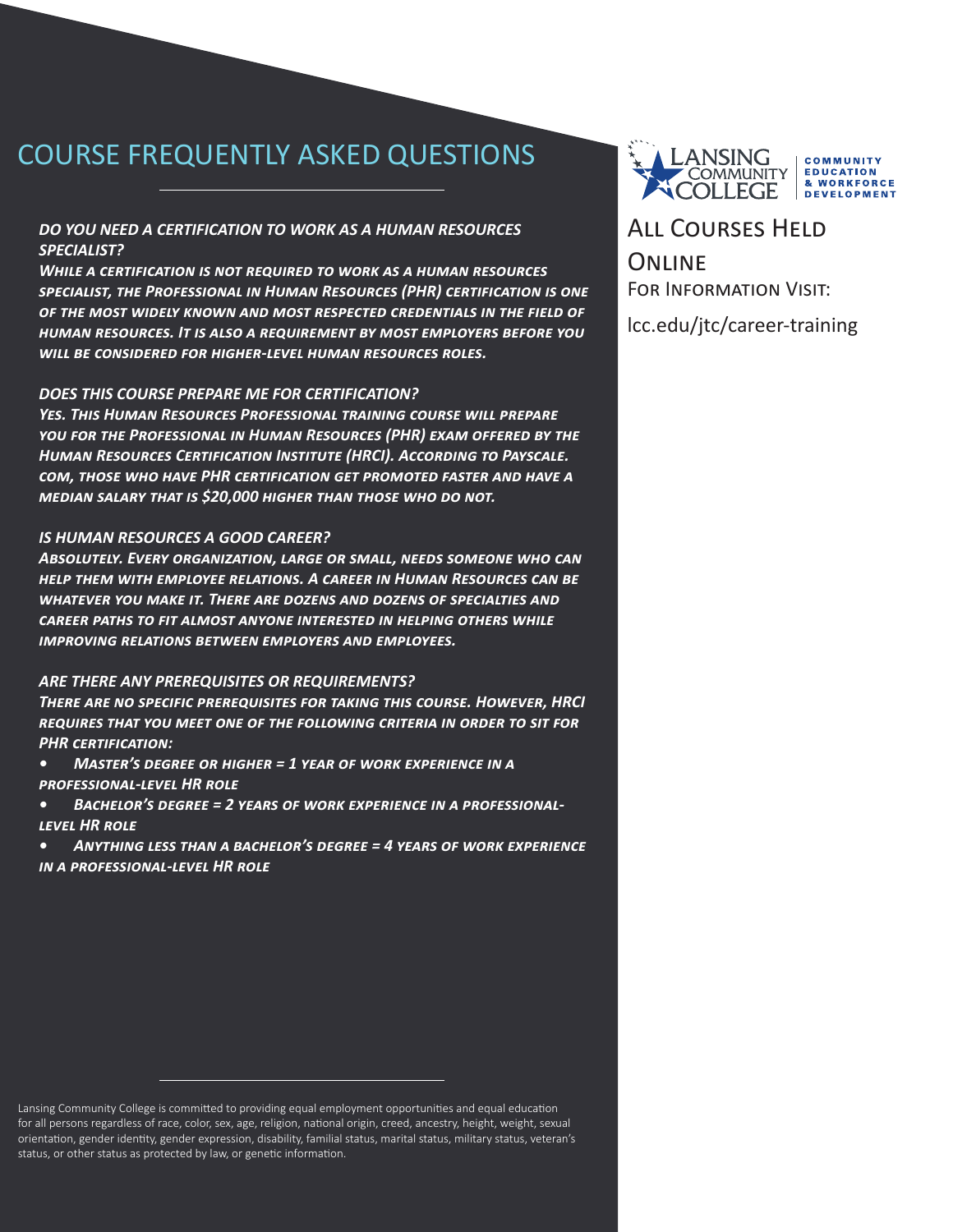# COURSE FREQUENTLY ASKED QUESTIONS

### *DO YOU NEED A CERTIFICATION TO WORK AS A HUMAN RESOURCES SPECIALIST?*

***While a certification is not required to work as a human resources specialist, the Professional in Human Resources (PHR) certification is one of the most widely known and most respected credentials in the field of human resources. It is also a requirement by most employers before you will be considered for higher-level human resources roles.***

### *DOES THIS COURSE PREPARE ME FOR CERTIFICATION?*

***Yes. This Human Resources Professional training course will prepare you for the Professional in Human Resources (PHR) exam offered by the Human Resources Certification Institute (HRCI). According to Payscale.com, those who have PHR certification get promoted faster and have a median salary that is $20,000 higher than those who do not.***

### *IS HUMAN RESOURCES A GOOD CAREER?*

***Absolutely. Every organization, large or small, needs someone who can help them with employee relations. A career in Human Resources can be whatever you make it. There are dozens and dozens of specialties and career paths to fit almost anyone interested in helping others while improving relations between employers and employees.***

### *ARE THERE ANY PREREQUISITES OR REQUIREMENTS?*

***There are no specific prerequisites for taking this course. However, HRCI requires that you meet one of the following criteria in order to sit for PHR certification:***

- ***Master's degree or higher = 1 year of work experience in a professional-level HR role***
- ***Bachelor's degree = 2 years of work experience in a professional-level HR role***
- ***Anything less than a bachelor's degree = 4 years of work experience in a professional-level HR role***

Lansing Community College is committed to providing equal employment opportunities and equal education for all persons regardless of race, color, sex, age, religion, national origin, creed, ancestry, height, weight, sexual orientation, gender identity, gender expression, disability, familial status, marital status, military status, veteran's status, or other status as protected by law, or genetic information.

Lansing Community College — Community Education & Workforce Development

## All Courses Held Online

For Information Visit:

lcc.edu/jtc/career-training